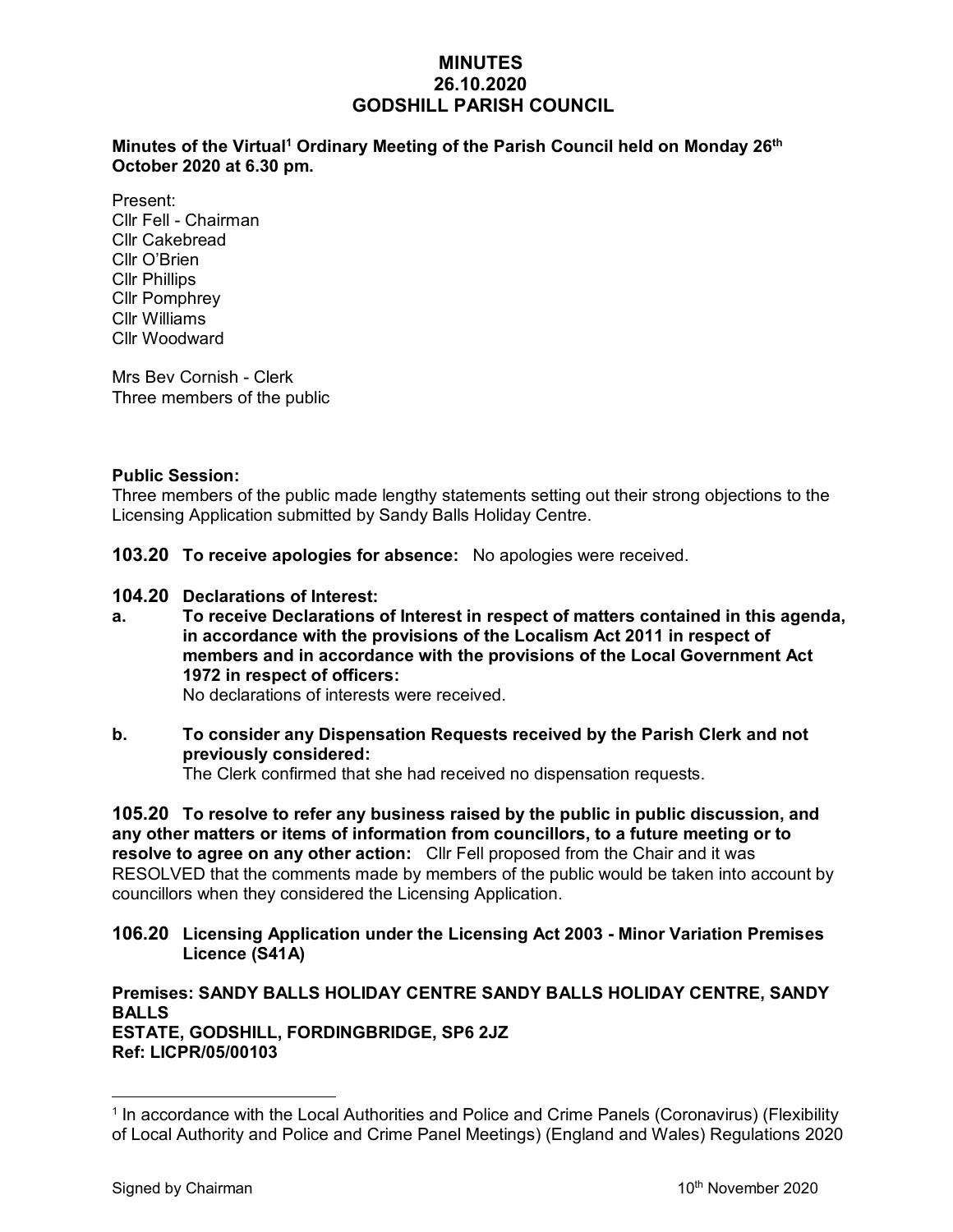# MINUTES
# 26.10.2020
# GODSHILL PARISH COUNCIL

**Minutes of the Virtual[1] Ordinary Meeting of the Parish Council held on Monday 26th October 2020 at 6.30 pm.**

Present:
Cllr Fell - Chairman
Cllr Cakebread
Cllr O'Brien
Cllr Phillips
Cllr Pomphrey
Cllr Williams
Cllr Woodward

Mrs Bev Cornish - Clerk
Three members of the public

**Public Session:**
Three members of the public made lengthy statements setting out their strong objections to the Licensing Application submitted by Sandy Balls Holiday Centre.

**103.20 To receive apologies for absence:** No apologies were received.

**104.20 Declarations of Interest:**

**a. To receive Declarations of Interest in respect of matters contained in this agenda, in accordance with the provisions of the Localism Act 2011 in respect of members and in accordance with the provisions of the Local Government Act 1972 in respect of officers:**
No declarations of interests were received.

**b. To consider any Dispensation Requests received by the Parish Clerk and not previously considered:**
The Clerk confirmed that she had received no dispensation requests.

**105.20 To resolve to refer any business raised by the public in public discussion, and any other matters or items of information from councillors, to a future meeting or to resolve to agree on any other action:** Cllr Fell proposed from the Chair and it was RESOLVED that the comments made by members of the public would be taken into account by councillors when they considered the Licensing Application.

**106.20 Licensing Application under the Licensing Act 2003 - Minor Variation Premises Licence (S41A)**

**Premises: SANDY BALLS HOLIDAY CENTRE SANDY BALLS HOLIDAY CENTRE, SANDY BALLS ESTATE, GODSHILL, FORDINGBRIDGE, SP6 2JZ**
**Ref: LICPR/05/00103**

[1] In accordance with the Local Authorities and Police and Crime Panels (Coronavirus) (Flexibility of Local Authority and Police and Crime Panel Meetings) (England and Wales) Regulations 2020

Signed by Chairman 10th November 2020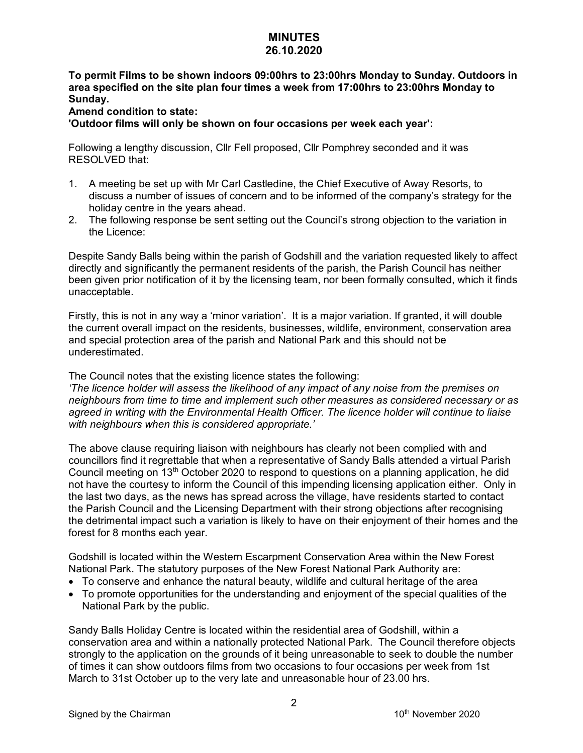# MINUTES
## 26.10.2020

**To permit Films to be shown indoors 09:00hrs to 23:00hrs Monday to Sunday. Outdoors in area specified on the site plan four times a week from 17:00hrs to 23:00hrs Monday to Sunday.**
**Amend condition to state:**
**'Outdoor films will only be shown on four occasions per week each year':**

Following a lengthy discussion, Cllr Fell proposed, Cllr Pomphrey seconded and it was RESOLVED that:

1. A meeting be set up with Mr Carl Castledine, the Chief Executive of Away Resorts, to discuss a number of issues of concern and to be informed of the company's strategy for the holiday centre in the years ahead.
2. The following response be sent setting out the Council's strong objection to the variation in the Licence:

Despite Sandy Balls being within the parish of Godshill and the variation requested likely to affect directly and significantly the permanent residents of the parish, the Parish Council has neither been given prior notification of it by the licensing team, nor been formally consulted, which it finds unacceptable.

Firstly, this is not in any way a 'minor variation'. It is a major variation. If granted, it will double the current overall impact on the residents, businesses, wildlife, environment, conservation area and special protection area of the parish and National Park and this should not be underestimated.

The Council notes that the existing licence states the following:
*'The licence holder will assess the likelihood of any impact of any noise from the premises on neighbours from time to time and implement such other measures as considered necessary or as agreed in writing with the Environmental Health Officer. The licence holder will continue to liaise with neighbours when this is considered appropriate.'*

The above clause requiring liaison with neighbours has clearly not been complied with and councillors find it regrettable that when a representative of Sandy Balls attended a virtual Parish Council meeting on 13th October 2020 to respond to questions on a planning application, he did not have the courtesy to inform the Council of this impending licensing application either. Only in the last two days, as the news has spread across the village, have residents started to contact the Parish Council and the Licensing Department with their strong objections after recognising the detrimental impact such a variation is likely to have on their enjoyment of their homes and the forest for 8 months each year.

Godshill is located within the Western Escarpment Conservation Area within the New Forest National Park. The statutory purposes of the New Forest National Park Authority are:

- To conserve and enhance the natural beauty, wildlife and cultural heritage of the area
- To promote opportunities for the understanding and enjoyment of the special qualities of the National Park by the public.

Sandy Balls Holiday Centre is located within the residential area of Godshill, within a conservation area and within a nationally protected National Park. The Council therefore objects strongly to the application on the grounds of it being unreasonable to seek to double the number of times it can show outdoors films from two occasions to four occasions per week from 1st March to 31st October up to the very late and unreasonable hour of 23.00 hrs.

Signed by the Chairman 10th November 2020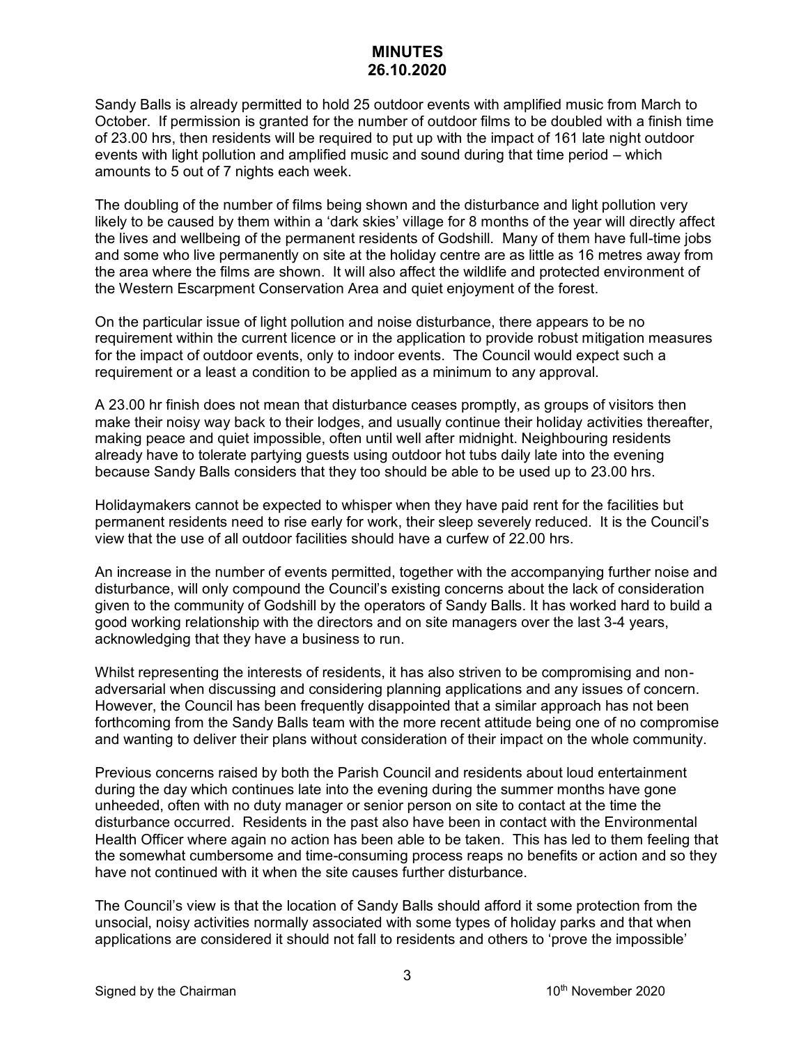# MINUTES
## 26.10.2020

Sandy Balls is already permitted to hold 25 outdoor events with amplified music from March to October. If permission is granted for the number of outdoor films to be doubled with a finish time of 23.00 hrs, then residents will be required to put up with the impact of 161 late night outdoor events with light pollution and amplified music and sound during that time period – which amounts to 5 out of 7 nights each week.

The doubling of the number of films being shown and the disturbance and light pollution very likely to be caused by them within a 'dark skies' village for 8 months of the year will directly affect the lives and wellbeing of the permanent residents of Godshill. Many of them have full-time jobs and some who live permanently on site at the holiday centre are as little as 16 metres away from the area where the films are shown. It will also affect the wildlife and protected environment of the Western Escarpment Conservation Area and quiet enjoyment of the forest.

On the particular issue of light pollution and noise disturbance, there appears to be no requirement within the current licence or in the application to provide robust mitigation measures for the impact of outdoor events, only to indoor events. The Council would expect such a requirement or a least a condition to be applied as a minimum to any approval.

A 23.00 hr finish does not mean that disturbance ceases promptly, as groups of visitors then make their noisy way back to their lodges, and usually continue their holiday activities thereafter, making peace and quiet impossible, often until well after midnight. Neighbouring residents already have to tolerate partying guests using outdoor hot tubs daily late into the evening because Sandy Balls considers that they too should be able to be used up to 23.00 hrs.

Holidaymakers cannot be expected to whisper when they have paid rent for the facilities but permanent residents need to rise early for work, their sleep severely reduced. It is the Council's view that the use of all outdoor facilities should have a curfew of 22.00 hrs.

An increase in the number of events permitted, together with the accompanying further noise and disturbance, will only compound the Council's existing concerns about the lack of consideration given to the community of Godshill by the operators of Sandy Balls. It has worked hard to build a good working relationship with the directors and on site managers over the last 3-4 years, acknowledging that they have a business to run.

Whilst representing the interests of residents, it has also striven to be compromising and non-adversarial when discussing and considering planning applications and any issues of concern. However, the Council has been frequently disappointed that a similar approach has not been forthcoming from the Sandy Balls team with the more recent attitude being one of no compromise and wanting to deliver their plans without consideration of their impact on the whole community.

Previous concerns raised by both the Parish Council and residents about loud entertainment during the day which continues late into the evening during the summer months have gone unheeded, often with no duty manager or senior person on site to contact at the time the disturbance occurred. Residents in the past also have been in contact with the Environmental Health Officer where again no action has been able to be taken. This has led to them feeling that the somewhat cumbersome and time-consuming process reaps no benefits or action and so they have not continued with it when the site causes further disturbance.

The Council's view is that the location of Sandy Balls should afford it some protection from the unsocial, noisy activities normally associated with some types of holiday parks and that when applications are considered it should not fall to residents and others to 'prove the impossible'

Signed by the Chairman 10th November 2020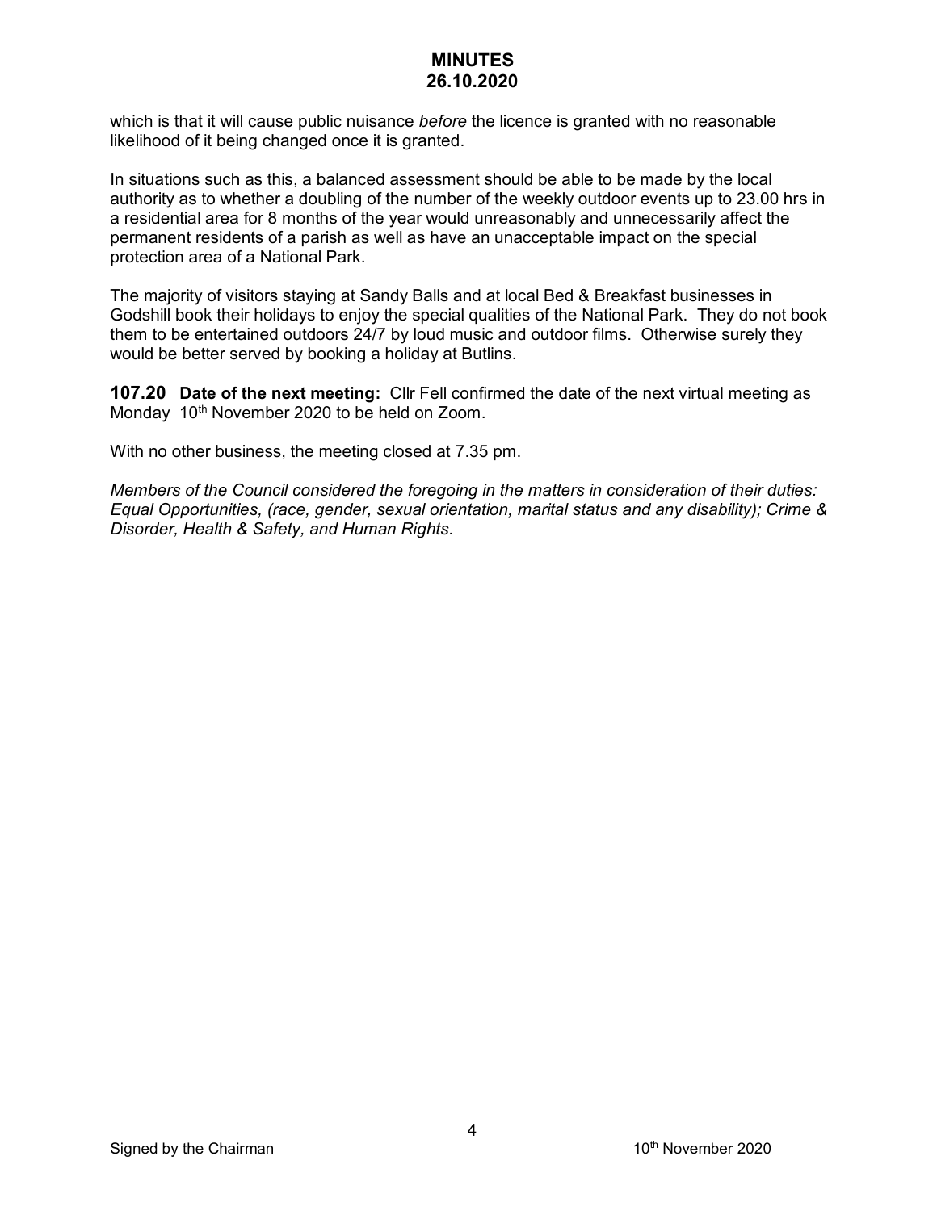which is that it will cause public nuisance *before* the licence is granted with no reasonable likelihood of it being changed once it is granted.

In situations such as this, a balanced assessment should be able to be made by the local authority as to whether a doubling of the number of the weekly outdoor events up to 23.00 hrs in a residential area for 8 months of the year would unreasonably and unnecessarily affect the permanent residents of a parish as well as have an unacceptable impact on the special protection area of a National Park.

The majority of visitors staying at Sandy Balls and at local Bed & Breakfast businesses in Godshill book their holidays to enjoy the special qualities of the National Park. They do not book them to be entertained outdoors 24/7 by loud music and outdoor films. Otherwise surely they would be better served by booking a holiday at Butlins.

**107.20 Date of the next meeting:** Cllr Fell confirmed the date of the next virtual meeting as Monday 10th November 2020 to be held on Zoom.

With no other business, the meeting closed at 7.35 pm.

*Members of the Council considered the foregoing in the matters in consideration of their duties: Equal Opportunities, (race, gender, sexual orientation, marital status and any disability); Crime & Disorder, Health & Safety, and Human Rights.*

Signed by the Chairman — 10th November 2020